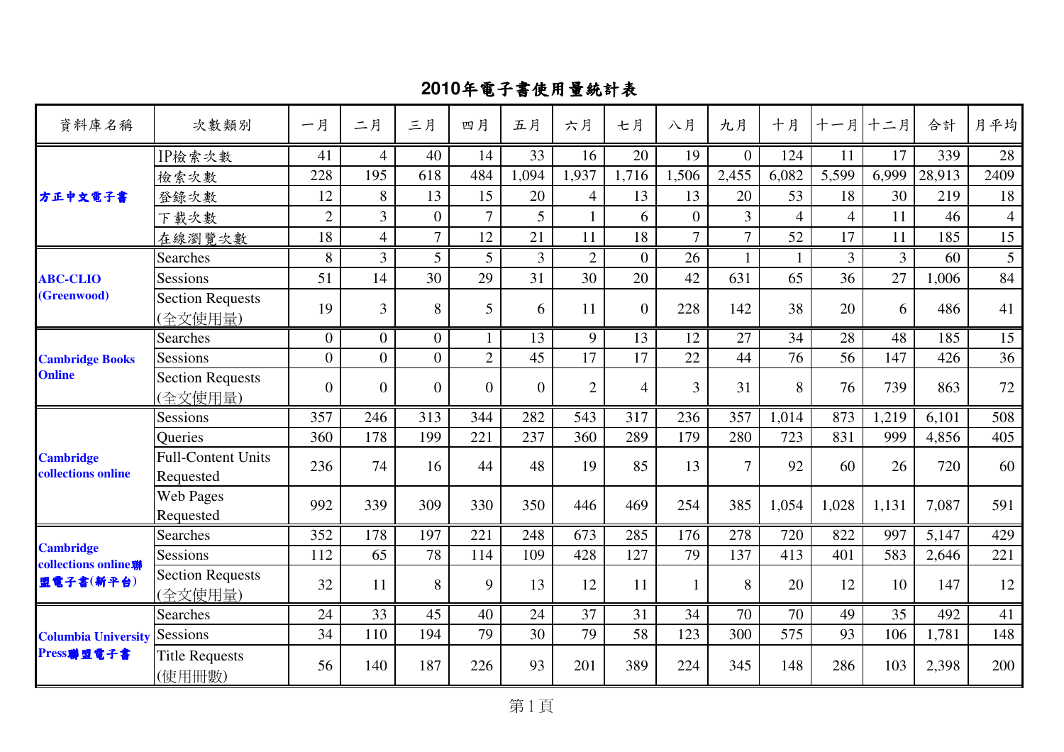# 2010年電子書使用量統計表

| 資料庫名稱 | 次數類別 | 一月 | 二月 | 三月 | 四月 | 五月 | 六月 | 七月 | 八月 | 九月 | 十月 | 十一月 | 十二月 | 合計 | 月平均 |
|---|---|---|---|---|---|---|---|---|---|---|---|---|---|---|---|
| **方正中文電子書** | IP檢索次數 | 41 | 4 | 40 | 14 | 33 | 16 | 20 | 19 | 0 | 124 | 11 | 17 | 339 | 28 |
| | 檢索次數 | 228 | 195 | 618 | 484 | 1,094 | 1,937 | 1,716 | 1,506 | 2,455 | 6,082 | 5,599 | 6,999 | 28,913 | 2409 |
| | 登錄次數 | 12 | 8 | 13 | 15 | 20 | 4 | 13 | 13 | 20 | 53 | 18 | 30 | 219 | 18 |
| | 下載次數 | 2 | 3 | 0 | 7 | 5 | 1 | 6 | 0 | 3 | 4 | 4 | 11 | 46 | 4 |
| | 在線瀏覽次數 | 18 | 4 | 7 | 12 | 21 | 11 | 18 | 7 | 7 | 52 | 17 | 11 | 185 | 15 |
| **ABC-CLIO (Greenwood)** | Searches | 8 | 3 | 5 | 5 | 3 | 2 | 0 | 26 | 1 | 1 | 3 | 3 | 60 | 5 |
| | Sessions | 51 | 14 | 30 | 29 | 31 | 30 | 20 | 42 | 631 | 65 | 36 | 27 | 1,006 | 84 |
| | Section Requests (全文使用量) | 19 | 3 | 8 | 5 | 6 | 11 | 0 | 228 | 142 | 38 | 20 | 6 | 486 | 41 |
| **Cambridge Books Online** | Searches | 0 | 0 | 0 | 1 | 13 | 9 | 13 | 12 | 27 | 34 | 28 | 48 | 185 | 15 |
| | Sessions | 0 | 0 | 0 | 2 | 45 | 17 | 17 | 22 | 44 | 76 | 56 | 147 | 426 | 36 |
| | Section Requests (全文使用量) | 0 | 0 | 0 | 0 | 0 | 2 | 4 | 3 | 31 | 8 | 76 | 739 | 863 | 72 |
| **Cambridge collections online** | Sessions | 357 | 246 | 313 | 344 | 282 | 543 | 317 | 236 | 357 | 1,014 | 873 | 1,219 | 6,101 | 508 |
| | Queries | 360 | 178 | 199 | 221 | 237 | 360 | 289 | 179 | 280 | 723 | 831 | 999 | 4,856 | 405 |
| | Full-Content Units Requested | 236 | 74 | 16 | 44 | 48 | 19 | 85 | 13 | 7 | 92 | 60 | 26 | 720 | 60 |
| | Web Pages Requested | 992 | 339 | 309 | 330 | 350 | 446 | 469 | 254 | 385 | 1,054 | 1,028 | 1,131 | 7,087 | 591 |
| **Cambridge collections online聯盟電子書(新平台)** | Searches | 352 | 178 | 197 | 221 | 248 | 673 | 285 | 176 | 278 | 720 | 822 | 997 | 5,147 | 429 |
| | Sessions | 112 | 65 | 78 | 114 | 109 | 428 | 127 | 79 | 137 | 413 | 401 | 583 | 2,646 | 221 |
| | Section Requests (全文使用量) | 32 | 11 | 8 | 9 | 13 | 12 | 11 | 1 | 8 | 20 | 12 | 10 | 147 | 12 |
| **Columbia University Press聯盟電子書** | Searches | 24 | 33 | 45 | 40 | 24 | 37 | 31 | 34 | 70 | 70 | 49 | 35 | 492 | 41 |
| | Sessions | 34 | 110 | 194 | 79 | 30 | 79 | 58 | 123 | 300 | 575 | 93 | 106 | 1,781 | 148 |
| | Title Requests (使用冊數) | 56 | 140 | 187 | 226 | 93 | 201 | 389 | 224 | 345 | 148 | 286 | 103 | 2,398 | 200 |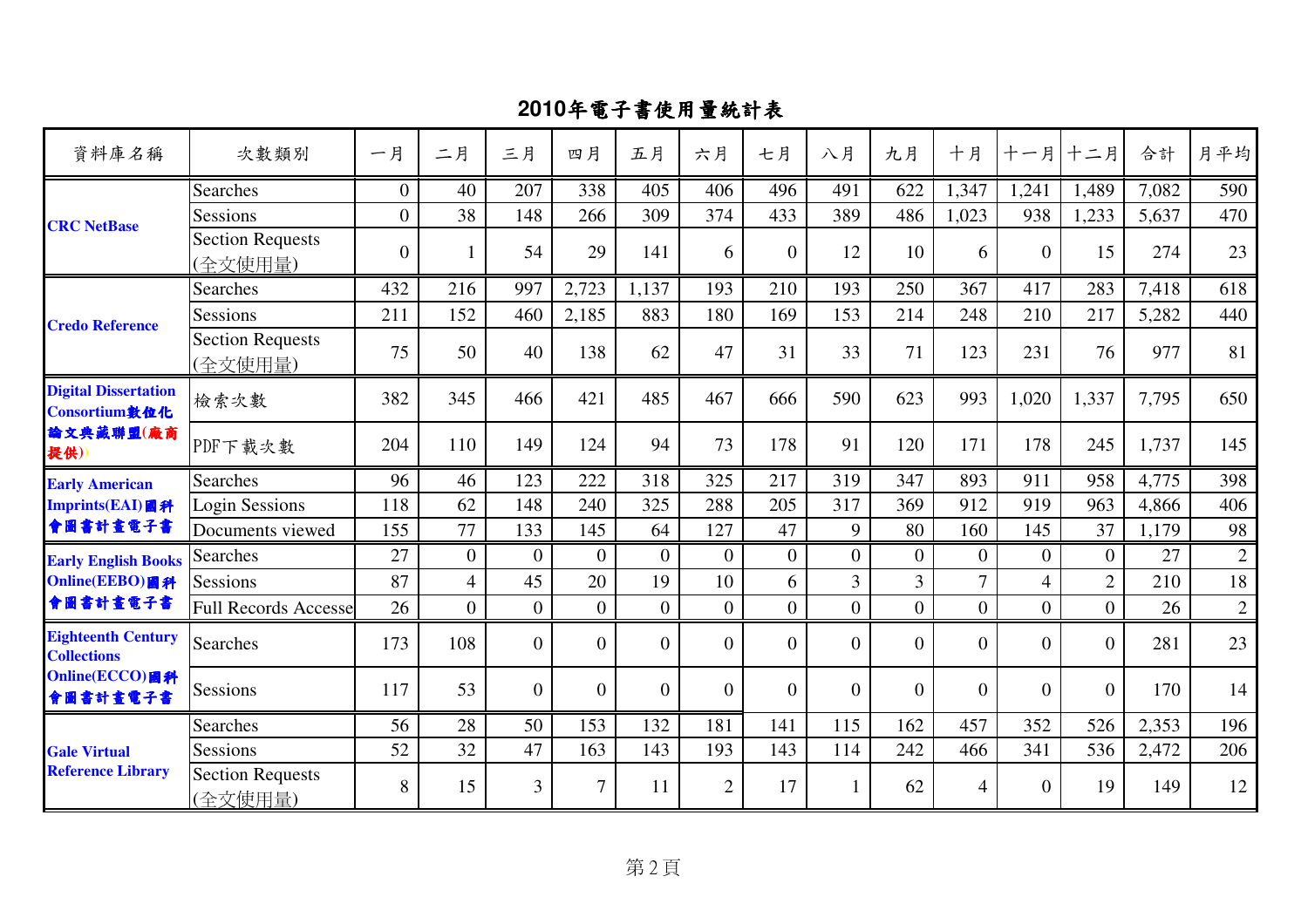# 2010年電子書使用量統計表

| 資料庫名稱 | 次數類別 | 一月 | 二月 | 三月 | 四月 | 五月 | 六月 | 七月 | 八月 | 九月 | 十月 | 十一月 | 十二月 | 合計 | 月平均 |
|---|---|---|---|---|---|---|---|---|---|---|---|---|---|---|---|
| **CRC NetBase** | Searches | 0 | 40 | 207 | 338 | 405 | 406 | 496 | 491 | 622 | 1,347 | 1,241 | 1,489 | 7,082 | 590 |
| | Sessions | 0 | 38 | 148 | 266 | 309 | 374 | 433 | 389 | 486 | 1,023 | 938 | 1,233 | 5,637 | 470 |
| | Section Requests (全文使用量) | 0 | 1 | 54 | 29 | 141 | 6 | 0 | 12 | 10 | 6 | 0 | 15 | 274 | 23 |
| **Credo Reference** | Searches | 432 | 216 | 997 | 2,723 | 1,137 | 193 | 210 | 193 | 250 | 367 | 417 | 283 | 7,418 | 618 |
| | Sessions | 211 | 152 | 460 | 2,185 | 883 | 180 | 169 | 153 | 214 | 248 | 210 | 217 | 5,282 | 440 |
| | Section Requests (全文使用量) | 75 | 50 | 40 | 138 | 62 | 47 | 31 | 33 | 71 | 123 | 231 | 76 | 977 | 81 |
| **Digital Dissertation Consortium數位化論文典藏聯盟(廠商提供)** | 檢索次數 | 382 | 345 | 466 | 421 | 485 | 467 | 666 | 590 | 623 | 993 | 1,020 | 1,337 | 7,795 | 650 |
| | PDF下載次數 | 204 | 110 | 149 | 124 | 94 | 73 | 178 | 91 | 120 | 171 | 178 | 245 | 1,737 | 145 |
| **Early American Imprints(EAI)國科會圖書計畫電子書** | Searches | 96 | 46 | 123 | 222 | 318 | 325 | 217 | 319 | 347 | 893 | 911 | 958 | 4,775 | 398 |
| | Login Sessions | 118 | 62 | 148 | 240 | 325 | 288 | 205 | 317 | 369 | 912 | 919 | 963 | 4,866 | 406 |
| | Documents viewed | 155 | 77 | 133 | 145 | 64 | 127 | 47 | 9 | 80 | 160 | 145 | 37 | 1,179 | 98 |
| **Early English Books Online(EEBO)國科會圖書計畫電子書** | Searches | 27 | 0 | 0 | 0 | 0 | 0 | 0 | 0 | 0 | 0 | 0 | 0 | 27 | 2 |
| | Sessions | 87 | 4 | 45 | 20 | 19 | 10 | 6 | 3 | 3 | 7 | 4 | 2 | 210 | 18 |
| | Full Records Accesse | 26 | 0 | 0 | 0 | 0 | 0 | 0 | 0 | 0 | 0 | 0 | 0 | 26 | 2 |
| **Eighteenth Century Collections Online(ECCO)國科會圖書計畫電子書** | Searches | 173 | 108 | 0 | 0 | 0 | 0 | 0 | 0 | 0 | 0 | 0 | 0 | 281 | 23 |
| | Sessions | 117 | 53 | 0 | 0 | 0 | 0 | 0 | 0 | 0 | 0 | 0 | 0 | 170 | 14 |
| **Gale Virtual Reference Library** | Searches | 56 | 28 | 50 | 153 | 132 | 181 | 141 | 115 | 162 | 457 | 352 | 526 | 2,353 | 196 |
| | Sessions | 52 | 32 | 47 | 163 | 143 | 193 | 143 | 114 | 242 | 466 | 341 | 536 | 2,472 | 206 |
| | Section Requests (全文使用量) | 8 | 15 | 3 | 7 | 11 | 2 | 17 | 1 | 62 | 4 | 0 | 19 | 149 | 12 |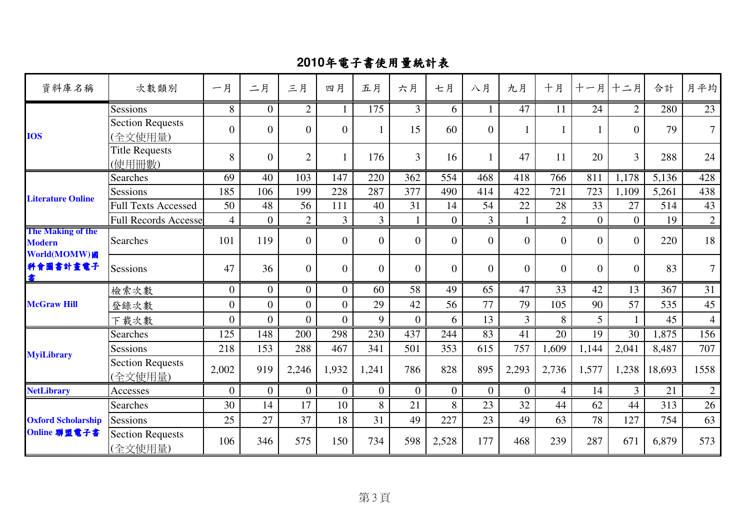# 2010年電子書使用量統計表

| 資料庫名稱 | 次數類別 | 一月 | 二月 | 三月 | 四月 | 五月 | 六月 | 七月 | 八月 | 九月 | 十月 | 十一月 | 十二月 | 合計 | 月平均 |
|---|---|---|---|---|---|---|---|---|---|---|---|---|---|---|---|
| **IOS** | Sessions | 8 | 0 | 2 | 1 | 175 | 3 | 6 | 1 | 47 | 11 | 24 | 2 | 280 | 23 |
| | Section Requests (全文使用量) | 0 | 0 | 0 | 0 | 1 | 15 | 60 | 0 | 1 | 1 | 1 | 0 | 79 | 7 |
| | Title Requests (使用冊數) | 8 | 0 | 2 | 1 | 176 | 3 | 16 | 1 | 47 | 11 | 20 | 3 | 288 | 24 |
| **Literature Online** | Searches | 69 | 40 | 103 | 147 | 220 | 362 | 554 | 468 | 418 | 766 | 811 | 1,178 | 5,136 | 428 |
| | Sessions | 185 | 106 | 199 | 228 | 287 | 377 | 490 | 414 | 422 | 721 | 723 | 1,109 | 5,261 | 438 |
| | Full Texts Accessed | 50 | 48 | 56 | 111 | 40 | 31 | 14 | 54 | 22 | 28 | 33 | 27 | 514 | 43 |
| | Full Records Accessed | 4 | 0 | 2 | 3 | 3 | 1 | 0 | 3 | 1 | 2 | 0 | 0 | 19 | 2 |
| **The Making of the Modern World(MOMW)國科會圖書計畫電子書** | Searches | 101 | 119 | 0 | 0 | 0 | 0 | 0 | 0 | 0 | 0 | 0 | 0 | 220 | 18 |
| | Sessions | 47 | 36 | 0 | 0 | 0 | 0 | 0 | 0 | 0 | 0 | 0 | 0 | 83 | 7 |
| **McGraw Hill** | 檢索次數 | 0 | 0 | 0 | 0 | 60 | 58 | 49 | 65 | 47 | 33 | 42 | 13 | 367 | 31 |
| | 登錄次數 | 0 | 0 | 0 | 0 | 29 | 42 | 56 | 77 | 79 | 105 | 90 | 57 | 535 | 45 |
| | 下載次數 | 0 | 0 | 0 | 0 | 9 | 0 | 6 | 13 | 3 | 8 | 5 | 1 | 45 | 4 |
| **MyiLibrary** | Searches | 125 | 148 | 200 | 298 | 230 | 437 | 244 | 83 | 41 | 20 | 19 | 30 | 1,875 | 156 |
| | Sessions | 218 | 153 | 288 | 467 | 341 | 501 | 353 | 615 | 757 | 1,609 | 1,144 | 2,041 | 8,487 | 707 |
| | Section Requests (全文使用量) | 2,002 | 919 | 2,246 | 1,932 | 1,241 | 786 | 828 | 895 | 2,293 | 2,736 | 1,577 | 1,238 | 18,693 | 1558 |
| **NetLibrary** | Accesses | 0 | 0 | 0 | 0 | 0 | 0 | 0 | 0 | 0 | 4 | 14 | 3 | 21 | 2 |
| **Oxford Scholarship Online 聯盟電子書** | Searches | 30 | 14 | 17 | 10 | 8 | 21 | 8 | 23 | 32 | 44 | 62 | 44 | 313 | 26 |
| | Sessions | 25 | 27 | 37 | 18 | 31 | 49 | 227 | 23 | 49 | 63 | 78 | 127 | 754 | 63 |
| | Section Requests (全文使用量) | 106 | 346 | 575 | 150 | 734 | 598 | 2,528 | 177 | 468 | 239 | 287 | 671 | 6,879 | 573 |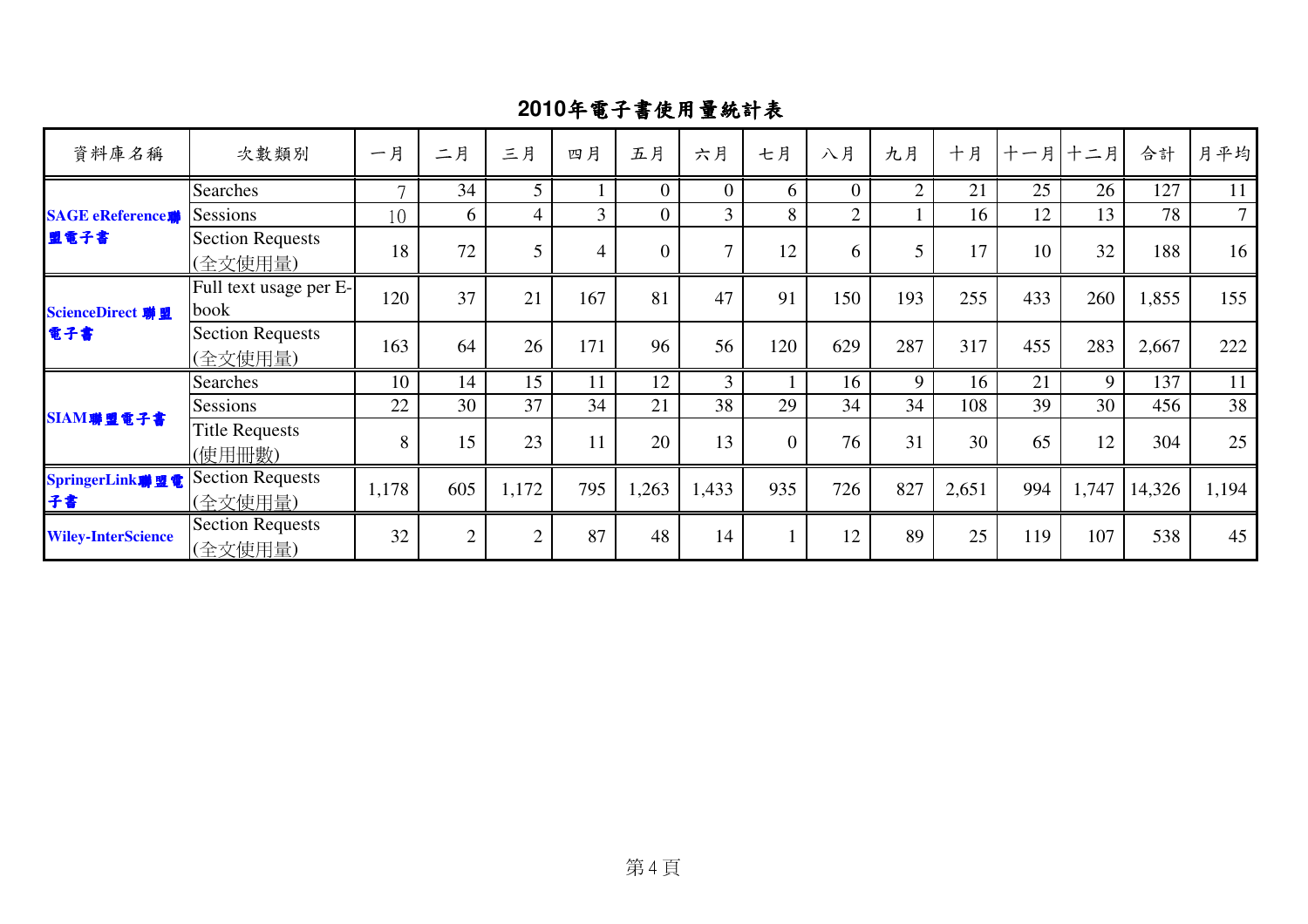# 2010年電子書使用量統計表

| 資料庫名稱 | 次數類別 | 一月 | 二月 | 三月 | 四月 | 五月 | 六月 | 七月 | 八月 | 九月 | 十月 | 十一月 | 十二月 | 合計 | 月平均 |
|---|---|---|---|---|---|---|---|---|---|---|---|---|---|---|---|
| **SAGE eReference聯盟電子書** | Searches | 7 | 34 | 5 | 1 | 0 | 0 | 6 | 0 | 2 | 21 | 25 | 26 | 127 | 11 |
| | Sessions | 10 | 6 | 4 | 3 | 0 | 3 | 8 | 2 | 1 | 16 | 12 | 13 | 78 | 7 |
| | Section Requests (全文使用量) | 18 | 72 | 5 | 4 | 0 | 7 | 12 | 6 | 5 | 17 | 10 | 32 | 188 | 16 |
| **ScienceDirect 聯盟電子書** | Full text usage per E-book | 120 | 37 | 21 | 167 | 81 | 47 | 91 | 150 | 193 | 255 | 433 | 260 | 1,855 | 155 |
| | Section Requests (全文使用量) | 163 | 64 | 26 | 171 | 96 | 56 | 120 | 629 | 287 | 317 | 455 | 283 | 2,667 | 222 |
| **SIAM聯盟電子書** | Searches | 10 | 14 | 15 | 11 | 12 | 3 | 1 | 16 | 9 | 16 | 21 | 9 | 137 | 11 |
| | Sessions | 22 | 30 | 37 | 34 | 21 | 38 | 29 | 34 | 34 | 108 | 39 | 30 | 456 | 38 |
| | Title Requests (使用冊數) | 8 | 15 | 23 | 11 | 20 | 13 | 0 | 76 | 31 | 30 | 65 | 12 | 304 | 25 |
| **SpringerLink聯盟電子書** | Section Requests (全文使用量) | 1,178 | 605 | 1,172 | 795 | 1,263 | 1,433 | 935 | 726 | 827 | 2,651 | 994 | 1,747 | 14,326 | 1,194 |
| **Wiley-InterScience** | Section Requests (全文使用量) | 32 | 2 | 2 | 87 | 48 | 14 | 1 | 12 | 89 | 25 | 119 | 107 | 538 | 45 |